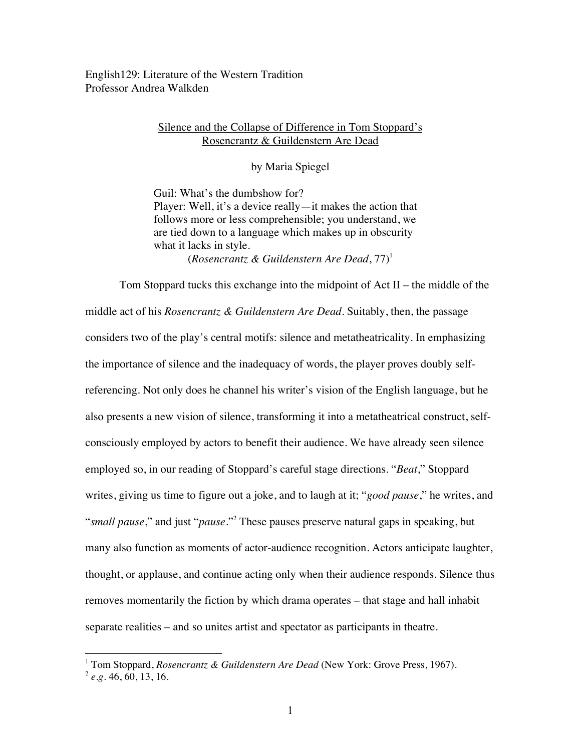English129: Literature of the Western Tradition
Professor Andrea Walkden

## Silence and the Collapse of Difference in Tom Stoppard's Rosencrantz & Guildenstern Are Dead

by Maria Spiegel

> Guil: What's the dumbshow for?
> Player: Well, it's a device really—it makes the action that follows more or less comprehensible; you understand, we are tied down to a language which makes up in obscurity what it lacks in style.
> (*Rosencrantz & Guildenstern Are Dead*, 77)[1]

Tom Stoppard tucks this exchange into the midpoint of Act II – the middle of the middle act of his *Rosencrantz & Guildenstern Are Dead*. Suitably, then, the passage considers two of the play's central motifs: silence and metatheatricality. In emphasizing the importance of silence and the inadequacy of words, the player proves doubly self-referencing. Not only does he channel his writer's vision of the English language, but he also presents a new vision of silence, transforming it into a metatheatrical construct, self-consciously employed by actors to benefit their audience. We have already seen silence employed so, in our reading of Stoppard's careful stage directions. "*Beat*," Stoppard writes, giving us time to figure out a joke, and to laugh at it; "*good pause*," he writes, and "*small pause*," and just "*pause*."[2] These pauses preserve natural gaps in speaking, but many also function as moments of actor-audience recognition. Actors anticipate laughter, thought, or applause, and continue acting only when their audience responds. Silence thus removes momentarily the fiction by which drama operates – that stage and hall inhabit separate realities – and so unites artist and spectator as participants in theatre.

---

[1] Tom Stoppard, *Rosencrantz & Guildenstern Are Dead* (New York: Grove Press, 1967).
[2] *e.g.* 46, 60, 13, 16.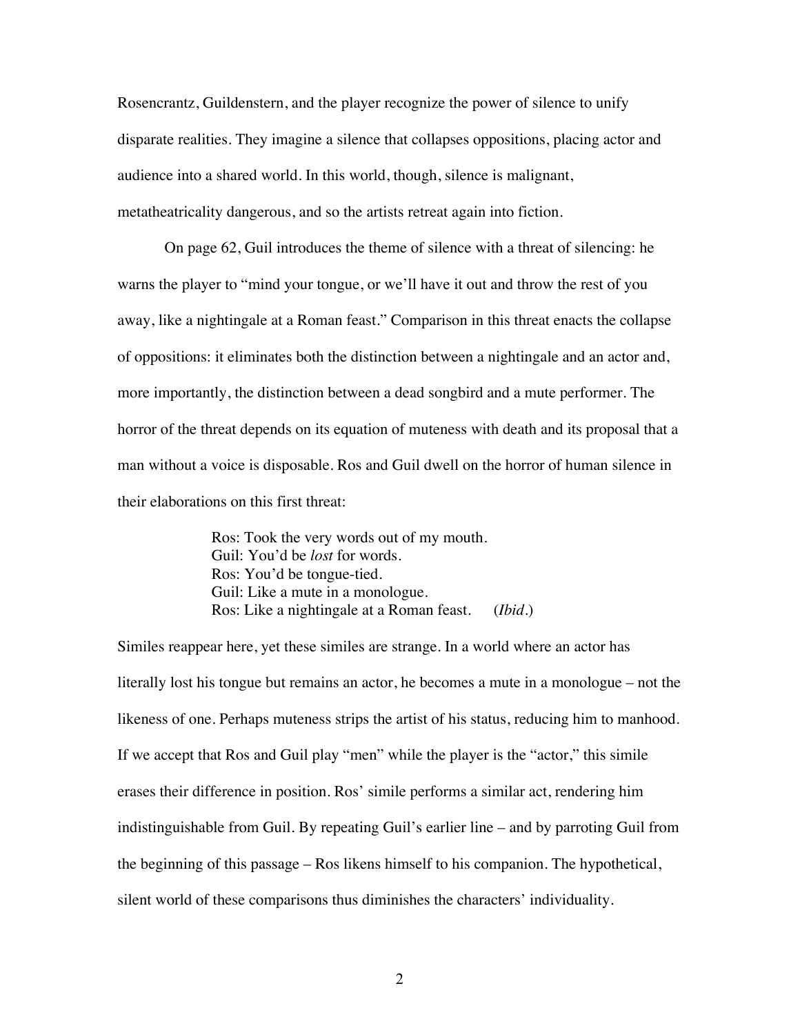Rosencrantz, Guildenstern, and the player recognize the power of silence to unify disparate realities. They imagine a silence that collapses oppositions, placing actor and audience into a shared world. In this world, though, silence is malignant, metatheatricality dangerous, and so the artists retreat again into fiction.

On page 62, Guil introduces the theme of silence with a threat of silencing: he warns the player to "mind your tongue, or we'll have it out and throw the rest of you away, like a nightingale at a Roman feast." Comparison in this threat enacts the collapse of oppositions: it eliminates both the distinction between a nightingale and an actor and, more importantly, the distinction between a dead songbird and a mute performer. The horror of the threat depends on its equation of muteness with death and its proposal that a man without a voice is disposable. Ros and Guil dwell on the horror of human silence in their elaborations on this first threat:

> Ros: Took the very words out of my mouth.
> Guil: You'd be *lost* for words.
> Ros: You'd be tongue-tied.
> Guil: Like a mute in a monologue.
> Ros: Like a nightingale at a Roman feast. (*Ibid.*)

Similes reappear here, yet these similes are strange. In a world where an actor has literally lost his tongue but remains an actor, he becomes a mute in a monologue – not the likeness of one. Perhaps muteness strips the artist of his status, reducing him to manhood. If we accept that Ros and Guil play "men" while the player is the "actor," this simile erases their difference in position. Ros' simile performs a similar act, rendering him indistinguishable from Guil. By repeating Guil's earlier line – and by parroting Guil from the beginning of this passage – Ros likens himself to his companion. The hypothetical, silent world of these comparisons thus diminishes the characters' individuality.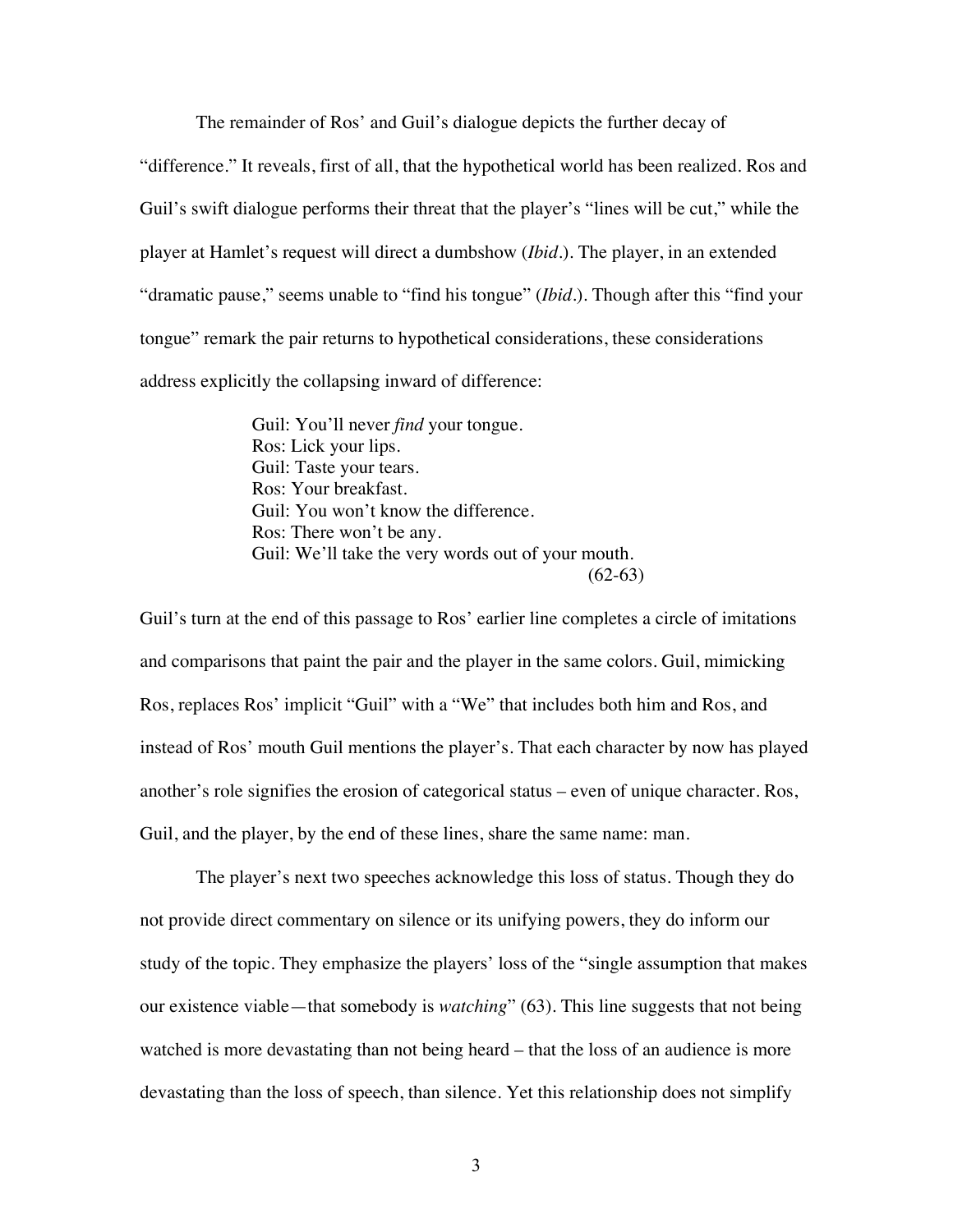The remainder of Ros' and Guil's dialogue depicts the further decay of "difference." It reveals, first of all, that the hypothetical world has been realized. Ros and Guil's swift dialogue performs their threat that the player's "lines will be cut," while the player at Hamlet's request will direct a dumbshow (*Ibid.*). The player, in an extended "dramatic pause," seems unable to "find his tongue" (*Ibid.*). Though after this "find your tongue" remark the pair returns to hypothetical considerations, these considerations address explicitly the collapsing inward of difference:

> Guil: You'll never *find* your tongue.
> Ros: Lick your lips.
> Guil: Taste your tears.
> Ros: Your breakfast.
> Guil: You won't know the difference.
> Ros: There won't be any.
> Guil: We'll take the very words out of your mouth.
> (62-63)

Guil's turn at the end of this passage to Ros' earlier line completes a circle of imitations and comparisons that paint the pair and the player in the same colors. Guil, mimicking Ros, replaces Ros' implicit "Guil" with a "We" that includes both him and Ros, and instead of Ros' mouth Guil mentions the player's. That each character by now has played another's role signifies the erosion of categorical status – even of unique character. Ros, Guil, and the player, by the end of these lines, share the same name: man.

The player's next two speeches acknowledge this loss of status. Though they do not provide direct commentary on silence or its unifying powers, they do inform our study of the topic. They emphasize the players' loss of the "single assumption that makes our existence viable—that somebody is *watching*" (63). This line suggests that not being watched is more devastating than not being heard – that the loss of an audience is more devastating than the loss of speech, than silence. Yet this relationship does not simplify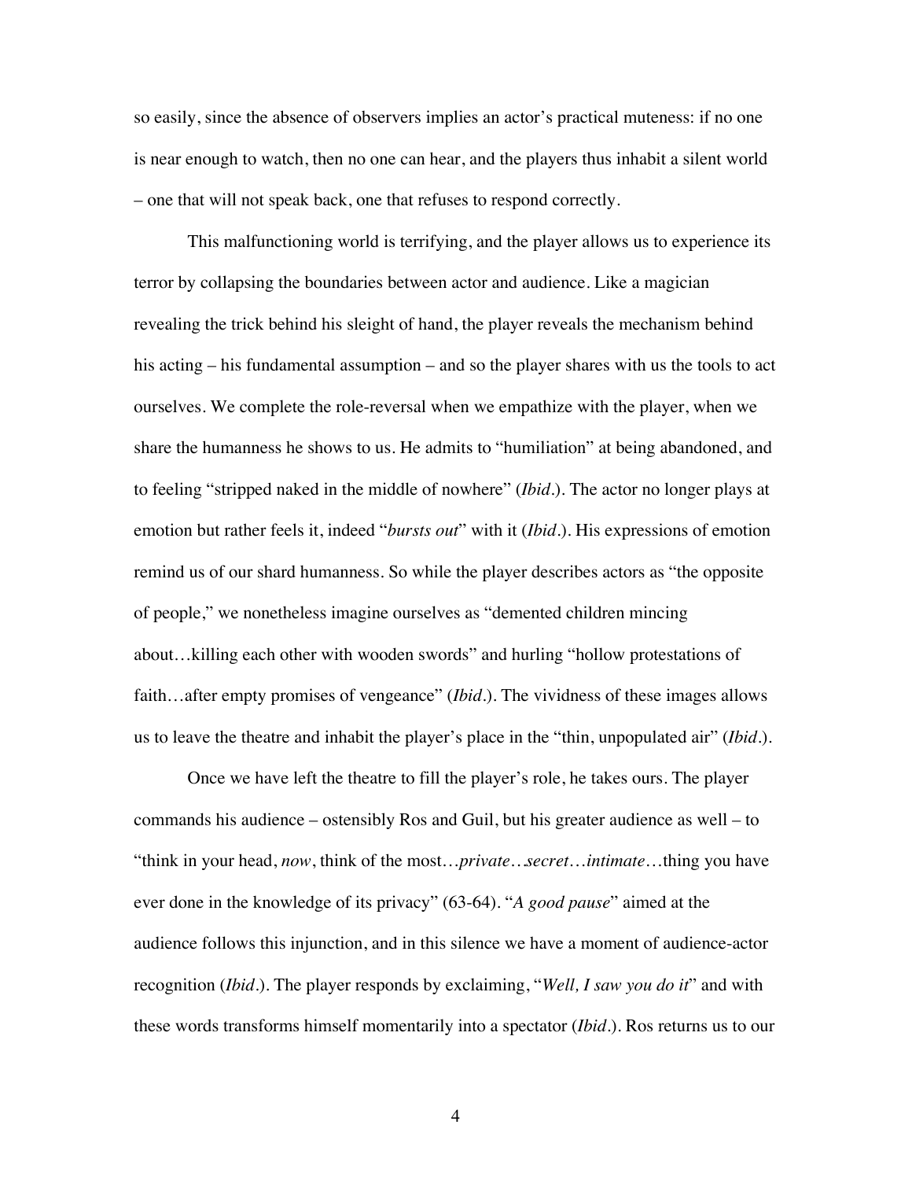so easily, since the absence of observers implies an actor's practical muteness: if no one is near enough to watch, then no one can hear, and the players thus inhabit a silent world – one that will not speak back, one that refuses to respond correctly.

This malfunctioning world is terrifying, and the player allows us to experience its terror by collapsing the boundaries between actor and audience. Like a magician revealing the trick behind his sleight of hand, the player reveals the mechanism behind his acting – his fundamental assumption – and so the player shares with us the tools to act ourselves. We complete the role-reversal when we empathize with the player, when we share the humanness he shows to us. He admits to "humiliation" at being abandoned, and to feeling "stripped naked in the middle of nowhere" (*Ibid.*). The actor no longer plays at emotion but rather feels it, indeed "*bursts out*" with it (*Ibid.*). His expressions of emotion remind us of our shard humanness. So while the player describes actors as "the opposite of people," we nonetheless imagine ourselves as "demented children mincing about…killing each other with wooden swords" and hurling "hollow protestations of faith…after empty promises of vengeance" (*Ibid.*). The vividness of these images allows us to leave the theatre and inhabit the player's place in the "thin, unpopulated air" (*Ibid.*).

Once we have left the theatre to fill the player's role, he takes ours. The player commands his audience – ostensibly Ros and Guil, but his greater audience as well – to "think in your head, *now*, think of the most…*private*…*secret*…*intimate*…thing you have ever done in the knowledge of its privacy" (63-64). "*A good pause*" aimed at the audience follows this injunction, and in this silence we have a moment of audience-actor recognition (*Ibid.*). The player responds by exclaiming, "*Well, I saw you do it*" and with these words transforms himself momentarily into a spectator (*Ibid.*). Ros returns us to our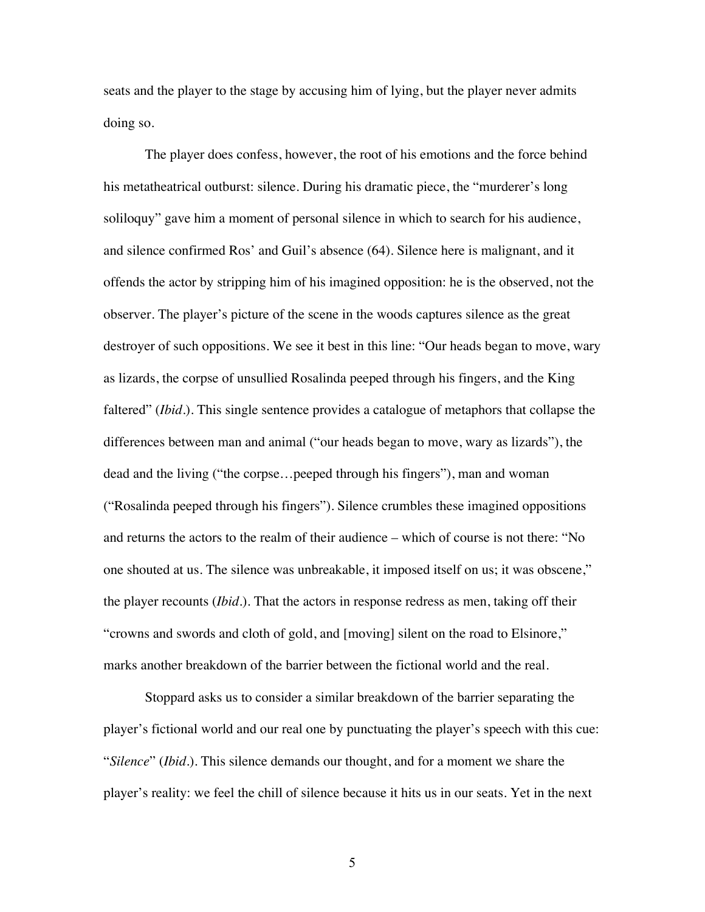seats and the player to the stage by accusing him of lying, but the player never admits doing so.

The player does confess, however, the root of his emotions and the force behind his metatheatrical outburst: silence. During his dramatic piece, the "murderer's long soliloquy" gave him a moment of personal silence in which to search for his audience, and silence confirmed Ros' and Guil's absence (64). Silence here is malignant, and it offends the actor by stripping him of his imagined opposition: he is the observed, not the observer. The player's picture of the scene in the woods captures silence as the great destroyer of such oppositions. We see it best in this line: "Our heads began to move, wary as lizards, the corpse of unsullied Rosalinda peeped through his fingers, and the King faltered" (*Ibid*.). This single sentence provides a catalogue of metaphors that collapse the differences between man and animal ("our heads began to move, wary as lizards"), the dead and the living ("the corpse…peeped through his fingers"), man and woman ("Rosalinda peeped through his fingers"). Silence crumbles these imagined oppositions and returns the actors to the realm of their audience – which of course is not there: "No one shouted at us. The silence was unbreakable, it imposed itself on us; it was obscene," the player recounts (*Ibid*.). That the actors in response redress as men, taking off their "crowns and swords and cloth of gold, and [moving] silent on the road to Elsinore," marks another breakdown of the barrier between the fictional world and the real.

Stoppard asks us to consider a similar breakdown of the barrier separating the player's fictional world and our real one by punctuating the player's speech with this cue: "*Silence*" (*Ibid*.). This silence demands our thought, and for a moment we share the player's reality: we feel the chill of silence because it hits us in our seats. Yet in the next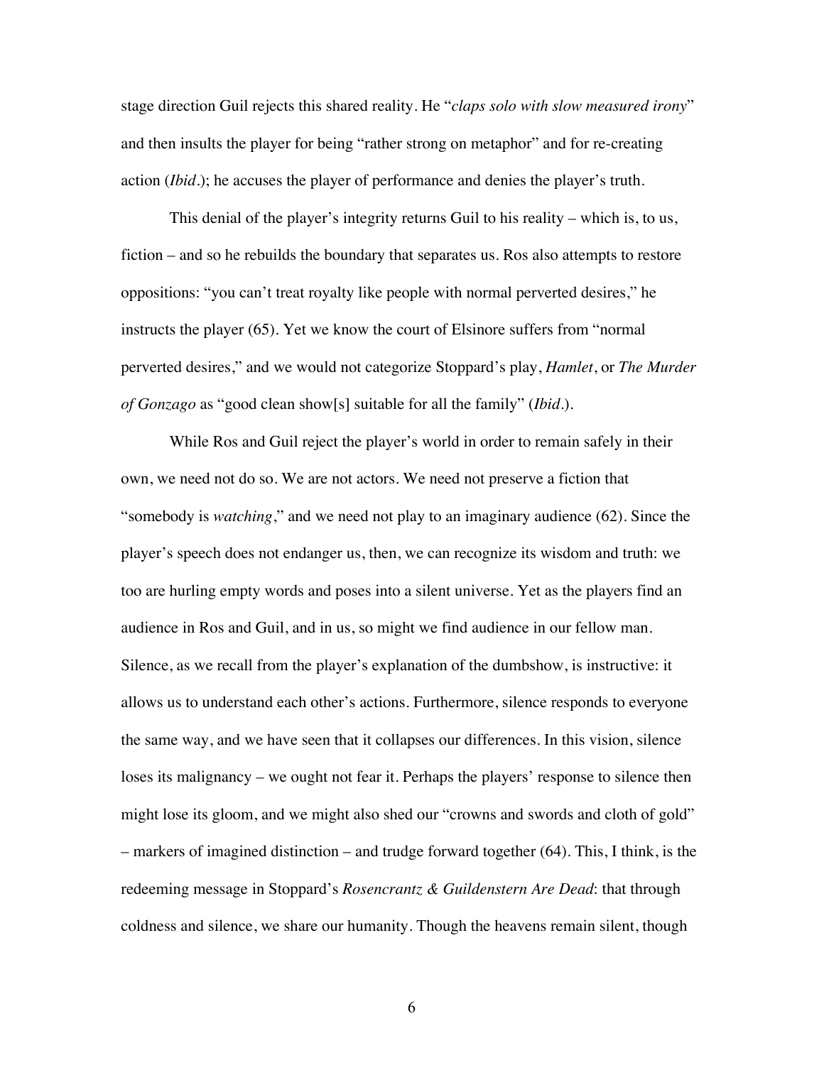stage direction Guil rejects this shared reality. He "*claps solo with slow measured irony*" and then insults the player for being "rather strong on metaphor" and for re-creating action (*Ibid.*); he accuses the player of performance and denies the player's truth.

This denial of the player's integrity returns Guil to his reality – which is, to us, fiction – and so he rebuilds the boundary that separates us. Ros also attempts to restore oppositions: "you can't treat royalty like people with normal perverted desires," he instructs the player (65). Yet we know the court of Elsinore suffers from "normal perverted desires," and we would not categorize Stoppard's play, *Hamlet*, or *The Murder of Gonzago* as "good clean show[s] suitable for all the family" (*Ibid.*).

While Ros and Guil reject the player's world in order to remain safely in their own, we need not do so. We are not actors. We need not preserve a fiction that "somebody is *watching*," and we need not play to an imaginary audience (62). Since the player's speech does not endanger us, then, we can recognize its wisdom and truth: we too are hurling empty words and poses into a silent universe. Yet as the players find an audience in Ros and Guil, and in us, so might we find audience in our fellow man. Silence, as we recall from the player's explanation of the dumbshow, is instructive: it allows us to understand each other's actions. Furthermore, silence responds to everyone the same way, and we have seen that it collapses our differences. In this vision, silence loses its malignancy – we ought not fear it. Perhaps the players' response to silence then might lose its gloom, and we might also shed our "crowns and swords and cloth of gold" – markers of imagined distinction – and trudge forward together (64). This, I think, is the redeeming message in Stoppard's *Rosencrantz & Guildenstern Are Dead*: that through coldness and silence, we share our humanity. Though the heavens remain silent, though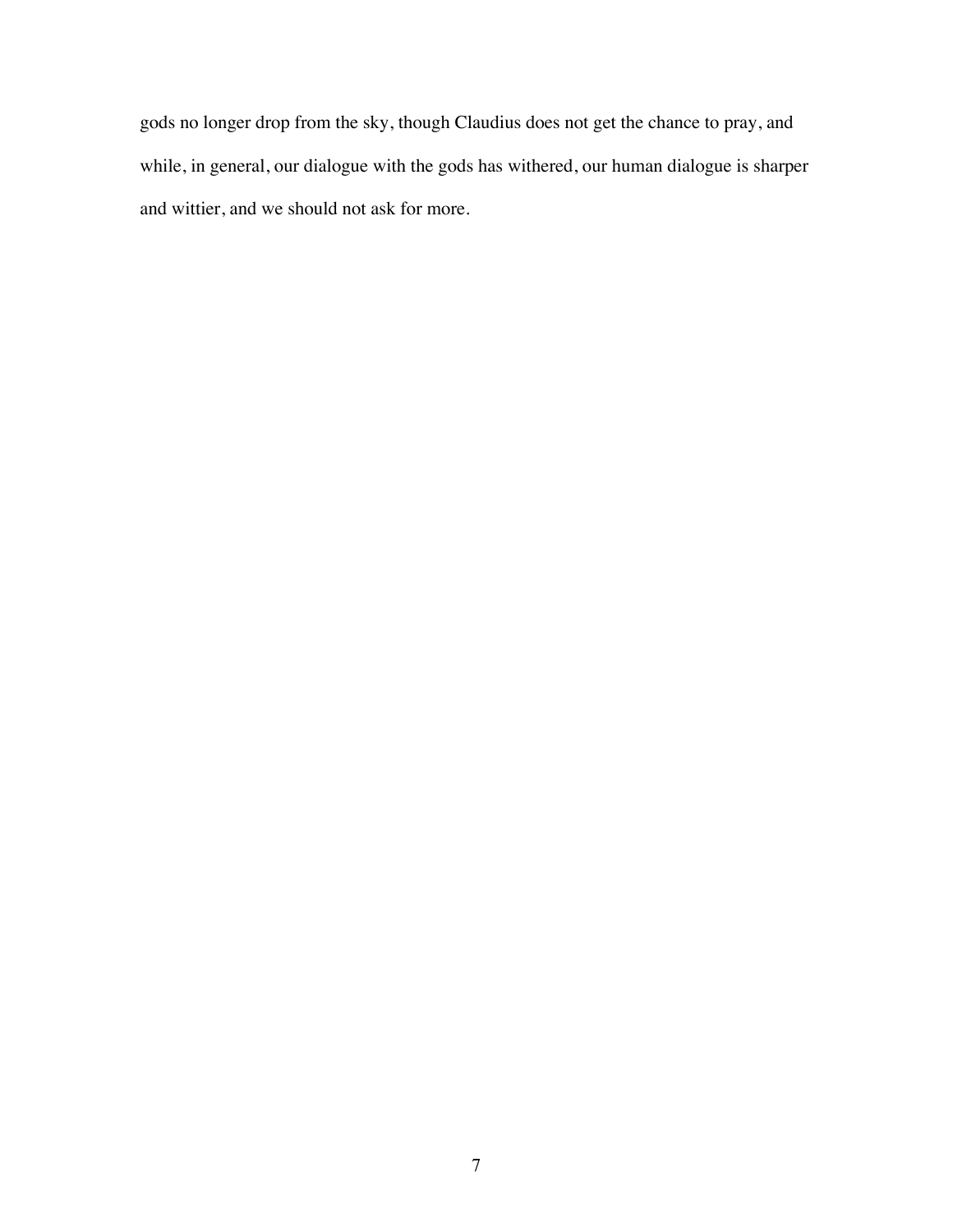gods no longer drop from the sky, though Claudius does not get the chance to pray, and while, in general, our dialogue with the gods has withered, our human dialogue is sharper and wittier, and we should not ask for more.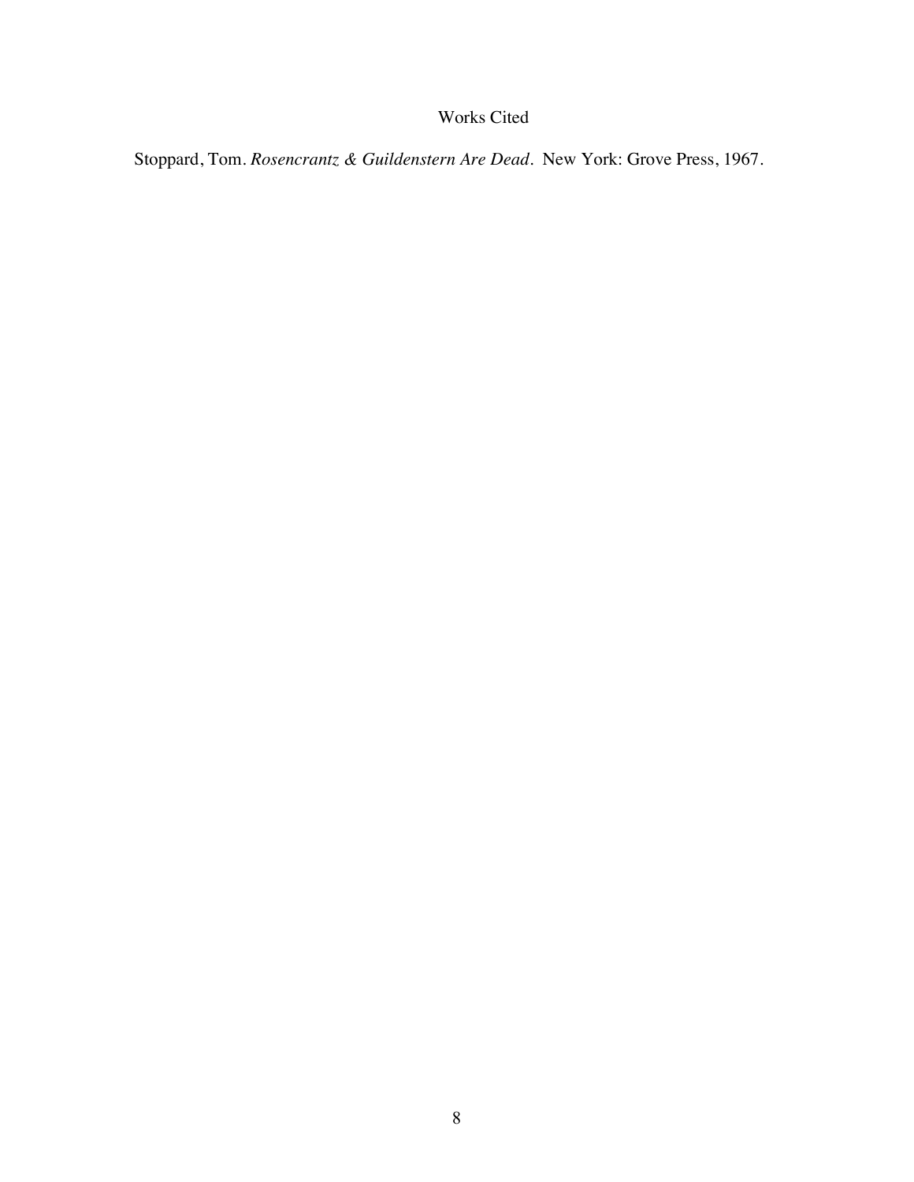# Works Cited

Stoppard, Tom. *Rosencrantz & Guildenstern Are Dead*. New York: Grove Press, 1967.